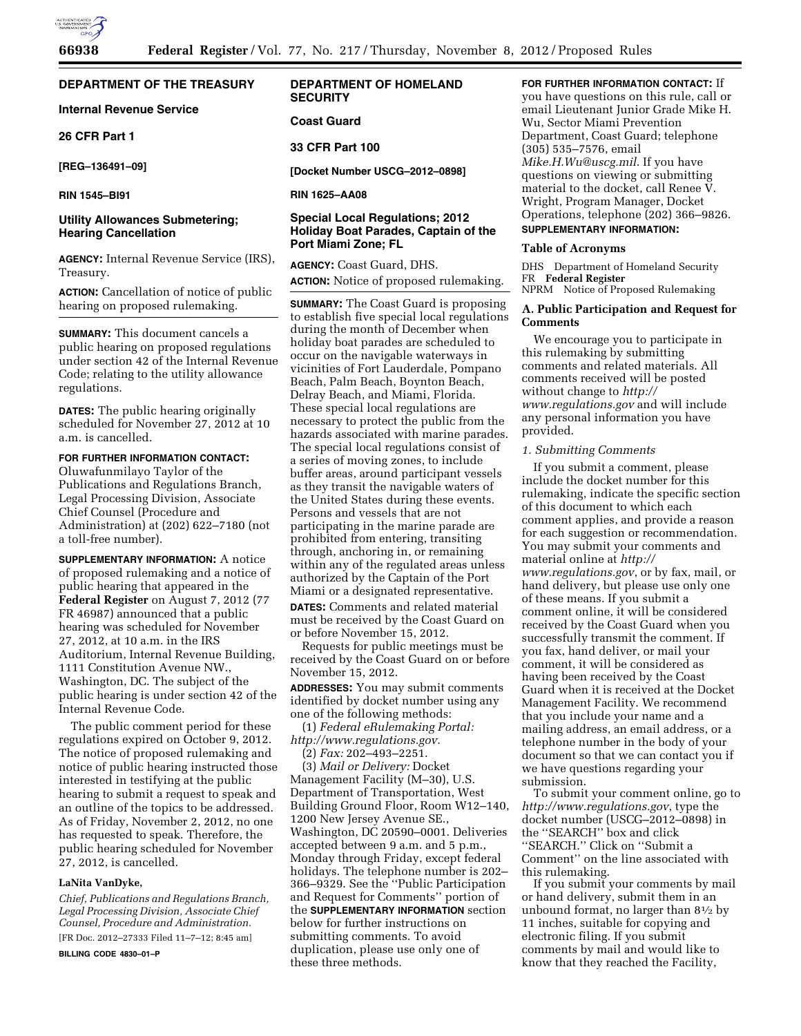# DEPARTMENT OF THE TREASURY

## Internal Revenue Service

## 26 CFR Part 1

**[REG–136491–09]**

**RIN 1545–BI91**

## Utility Allowances Submetering; Hearing Cancellation

**AGENCY:** Internal Revenue Service (IRS), Treasury.

**ACTION:** Cancellation of notice of public hearing on proposed rulemaking.

**SUMMARY:** This document cancels a public hearing on proposed regulations under section 42 of the Internal Revenue Code; relating to the utility allowance regulations.

**DATES:** The public hearing originally scheduled for November 27, 2012 at 10 a.m. is cancelled.

**FOR FURTHER INFORMATION CONTACT:** Oluwafunmilayo Taylor of the Publications and Regulations Branch, Legal Processing Division, Associate Chief Counsel (Procedure and Administration) at (202) 622–7180 (not a toll-free number).

**SUPPLEMENTARY INFORMATION:** A notice of proposed rulemaking and a notice of public hearing that appeared in the **Federal Register** on August 7, 2012 (77 FR 46987) announced that a public hearing was scheduled for November 27, 2012, at 10 a.m. in the IRS Auditorium, Internal Revenue Building, 1111 Constitution Avenue NW., Washington, DC. The subject of the public hearing is under section 42 of the Internal Revenue Code.

The public comment period for these regulations expired on October 9, 2012. The notice of proposed rulemaking and notice of public hearing instructed those interested in testifying at the public hearing to submit a request to speak and an outline of the topics to be addressed. As of Friday, November 2, 2012, no one has requested to speak. Therefore, the public hearing scheduled for November 27, 2012, is cancelled.

**LaNita VanDyke,**

*Chief, Publications and Regulations Branch, Legal Processing Division, Associate Chief Counsel, Procedure and Administration.*

[FR Doc. 2012–27333 Filed 11–7–12; 8:45 am]

**BILLING CODE 4830–01–P**

# DEPARTMENT OF HOMELAND SECURITY

## Coast Guard

## 33 CFR Part 100

**[Docket Number USCG–2012–0898]**

**RIN 1625–AA08**

## Special Local Regulations; 2012 Holiday Boat Parades, Captain of the Port Miami Zone; FL

**AGENCY:** Coast Guard, DHS.

**ACTION:** Notice of proposed rulemaking.

**SUMMARY:** The Coast Guard is proposing to establish five special local regulations during the month of December when holiday boat parades are scheduled to occur on the navigable waterways in vicinities of Fort Lauderdale, Pompano Beach, Palm Beach, Boynton Beach, Delray Beach, and Miami, Florida. These special local regulations are necessary to protect the public from the hazards associated with marine parades. The special local regulations consist of a series of moving zones, to include buffer areas, around participant vessels as they transit the navigable waters of the United States during these events. Persons and vessels that are not participating in the marine parade are prohibited from entering, transiting through, anchoring in, or remaining within any of the regulated areas unless authorized by the Captain of the Port Miami or a designated representative.

**DATES:** Comments and related material must be received by the Coast Guard on or before November 15, 2012.

Requests for public meetings must be received by the Coast Guard on or before November 15, 2012.

**ADDRESSES:** You may submit comments identified by docket number using any one of the following methods:

(1) *Federal eRulemaking Portal: http://www.regulations.gov.*

(2) *Fax:* 202–493–2251.

(3) *Mail or Delivery:* Docket Management Facility (M–30), U.S. Department of Transportation, West Building Ground Floor, Room W12–140, 1200 New Jersey Avenue SE., Washington, DC 20590–0001. Deliveries accepted between 9 a.m. and 5 p.m., Monday through Friday, except federal holidays. The telephone number is 202–366–9329. See the ''Public Participation and Request for Comments'' portion of the **SUPPLEMENTARY INFORMATION** section below for further instructions on submitting comments. To avoid duplication, please use only one of these three methods.

**FOR FURTHER INFORMATION CONTACT:** If you have questions on this rule, call or email Lieutenant Junior Grade Mike H. Wu, Sector Miami Prevention Department, Coast Guard; telephone (305) 535–7576, email *Mike.H.Wu@uscg.mil*. If you have questions on viewing or submitting material to the docket, call Renee V. Wright, Program Manager, Docket Operations, telephone (202) 366–9826.

**SUPPLEMENTARY INFORMATION:**

### Table of Acronyms

DHS Department of Homeland Security
FR **Federal Register**
NPRM Notice of Proposed Rulemaking

### A. Public Participation and Request for Comments

We encourage you to participate in this rulemaking by submitting comments and related materials. All comments received will be posted without change to *http://www.regulations.gov* and will include any personal information you have provided.

#### *1. Submitting Comments*

If you submit a comment, please include the docket number for this rulemaking, indicate the specific section of this document to which each comment applies, and provide a reason for each suggestion or recommendation. You may submit your comments and material online at *http://www.regulations.gov*, or by fax, mail, or hand delivery, but please use only one of these means. If you submit a comment online, it will be considered received by the Coast Guard when you successfully transmit the comment. If you fax, hand deliver, or mail your comment, it will be considered as having been received by the Coast Guard when it is received at the Docket Management Facility. We recommend that you include your name and a mailing address, an email address, or a telephone number in the body of your document so that we can contact you if we have questions regarding your submission.

To submit your comment online, go to *http://www.regulations.gov*, type the docket number (USCG–2012–0898) in the ''SEARCH'' box and click ''SEARCH.'' Click on ''Submit a Comment'' on the line associated with this rulemaking.

If you submit your comments by mail or hand delivery, submit them in an unbound format, no larger than 8½ by 11 inches, suitable for copying and electronic filing. If you submit comments by mail and would like to know that they reached the Facility,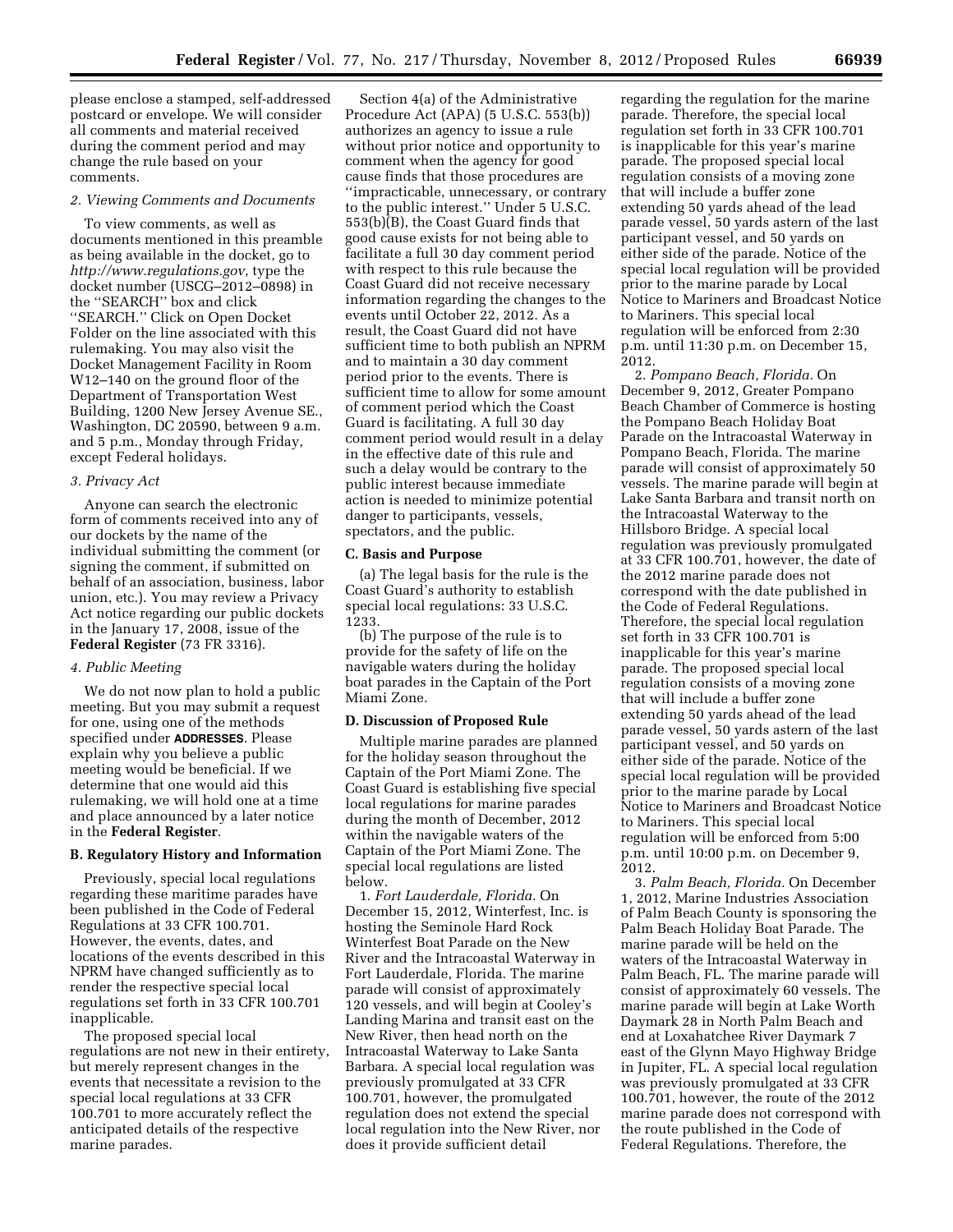please enclose a stamped, self-addressed postcard or envelope. We will consider all comments and material received during the comment period and may change the rule based on your comments.

*2. Viewing Comments and Documents*

To view comments, as well as documents mentioned in this preamble as being available in the docket, go to *http://www.regulations.gov*, type the docket number (USCG–2012–0898) in the ''SEARCH'' box and click ''SEARCH.'' Click on Open Docket Folder on the line associated with this rulemaking. You may also visit the Docket Management Facility in Room W12–140 on the ground floor of the Department of Transportation West Building, 1200 New Jersey Avenue SE., Washington, DC 20590, between 9 a.m. and 5 p.m., Monday through Friday, except Federal holidays.

*3. Privacy Act*

Anyone can search the electronic form of comments received into any of our dockets by the name of the individual submitting the comment (or signing the comment, if submitted on behalf of an association, business, labor union, etc.). You may review a Privacy Act notice regarding our public dockets in the January 17, 2008, issue of the **Federal Register** (73 FR 3316).

*4. Public Meeting*

We do not now plan to hold a public meeting. But you may submit a request for one, using one of the methods specified under **ADDRESSES**. Please explain why you believe a public meeting would be beneficial. If we determine that one would aid this rulemaking, we will hold one at a time and place announced by a later notice in the **Federal Register**.

**B. Regulatory History and Information**

Previously, special local regulations regarding these maritime parades have been published in the Code of Federal Regulations at 33 CFR 100.701. However, the events, dates, and locations of the events described in this NPRM have changed sufficiently as to render the respective special local regulations set forth in 33 CFR 100.701 inapplicable.

The proposed special local regulations are not new in their entirety, but merely represent changes in the events that necessitate a revision to the special local regulations at 33 CFR 100.701 to more accurately reflect the anticipated details of the respective marine parades.

Section 4(a) of the Administrative Procedure Act (APA) (5 U.S.C. 553(b)) authorizes an agency to issue a rule without prior notice and opportunity to comment when the agency for good cause finds that those procedures are ''impracticable, unnecessary, or contrary to the public interest.'' Under 5 U.S.C. 553(b)(B), the Coast Guard finds that good cause exists for not being able to facilitate a full 30 day comment period with respect to this rule because the Coast Guard did not receive necessary information regarding the changes to the events until October 22, 2012. As a result, the Coast Guard did not have sufficient time to both publish an NPRM and to maintain a 30 day comment period prior to the events. There is sufficient time to allow for some amount of comment period which the Coast Guard is facilitating. A full 30 day comment period would result in a delay in the effective date of this rule and such a delay would be contrary to the public interest because immediate action is needed to minimize potential danger to participants, vessels, spectators, and the public.

**C. Basis and Purpose**

(a) The legal basis for the rule is the Coast Guard's authority to establish special local regulations: 33 U.S.C. 1233.

(b) The purpose of the rule is to provide for the safety of life on the navigable waters during the holiday boat parades in the Captain of the Port Miami Zone.

**D. Discussion of Proposed Rule**

Multiple marine parades are planned for the holiday season throughout the Captain of the Port Miami Zone. The Coast Guard is establishing five special local regulations for marine parades during the month of December, 2012 within the navigable waters of the Captain of the Port Miami Zone. The special local regulations are listed below.

1. *Fort Lauderdale, Florida.* On December 15, 2012, Winterfest, Inc. is hosting the Seminole Hard Rock Winterfest Boat Parade on the New River and the Intracoastal Waterway in Fort Lauderdale, Florida. The marine parade will consist of approximately 120 vessels, and will begin at Cooley's Landing Marina and transit east on the New River, then head north on the Intracoastal Waterway to Lake Santa Barbara. A special local regulation was previously promulgated at 33 CFR 100.701, however, the promulgated regulation does not extend the special local regulation into the New River, nor does it provide sufficient detail regarding the regulation for the marine parade. Therefore, the special local regulation set forth in 33 CFR 100.701 is inapplicable for this year's marine parade. The proposed special local regulation consists of a moving zone that will include a buffer zone extending 50 yards ahead of the lead parade vessel, 50 yards astern of the last participant vessel, and 50 yards on either side of the parade. Notice of the special local regulation will be provided prior to the marine parade by Local Notice to Mariners and Broadcast Notice to Mariners. This special local regulation will be enforced from 2:30 p.m. until 11:30 p.m. on December 15, 2012.

2. *Pompano Beach, Florida.* On December 9, 2012, Greater Pompano Beach Chamber of Commerce is hosting the Pompano Beach Holiday Boat Parade on the Intracoastal Waterway in Pompano Beach, Florida. The marine parade will consist of approximately 50 vessels. The marine parade will begin at Lake Santa Barbara and transit north on the Intracoastal Waterway to the Hillsboro Bridge. A special local regulation was previously promulgated at 33 CFR 100.701, however, the date of the 2012 marine parade does not correspond with the date published in the Code of Federal Regulations. Therefore, the special local regulation set forth in 33 CFR 100.701 is inapplicable for this year's marine parade. The proposed special local regulation consists of a moving zone that will include a buffer zone extending 50 yards ahead of the lead parade vessel, 50 yards astern of the last participant vessel, and 50 yards on either side of the parade. Notice of the special local regulation will be provided prior to the marine parade by Local Notice to Mariners and Broadcast Notice to Mariners. This special local regulation will be enforced from 5:00 p.m. until 10:00 p.m. on December 9, 2012.

3. *Palm Beach, Florida.* On December 1, 2012, Marine Industries Association of Palm Beach County is sponsoring the Palm Beach Holiday Boat Parade. The marine parade will be held on the waters of the Intracoastal Waterway in Palm Beach, FL. The marine parade will consist of approximately 60 vessels. The marine parade will begin at Lake Worth Daymark 28 in North Palm Beach and end at Loxahatchee River Daymark 7 east of the Glynn Mayo Highway Bridge in Jupiter, FL. A special local regulation was previously promulgated at 33 CFR 100.701, however, the route of the 2012 marine parade does not correspond with the route published in the Code of Federal Regulations. Therefore, the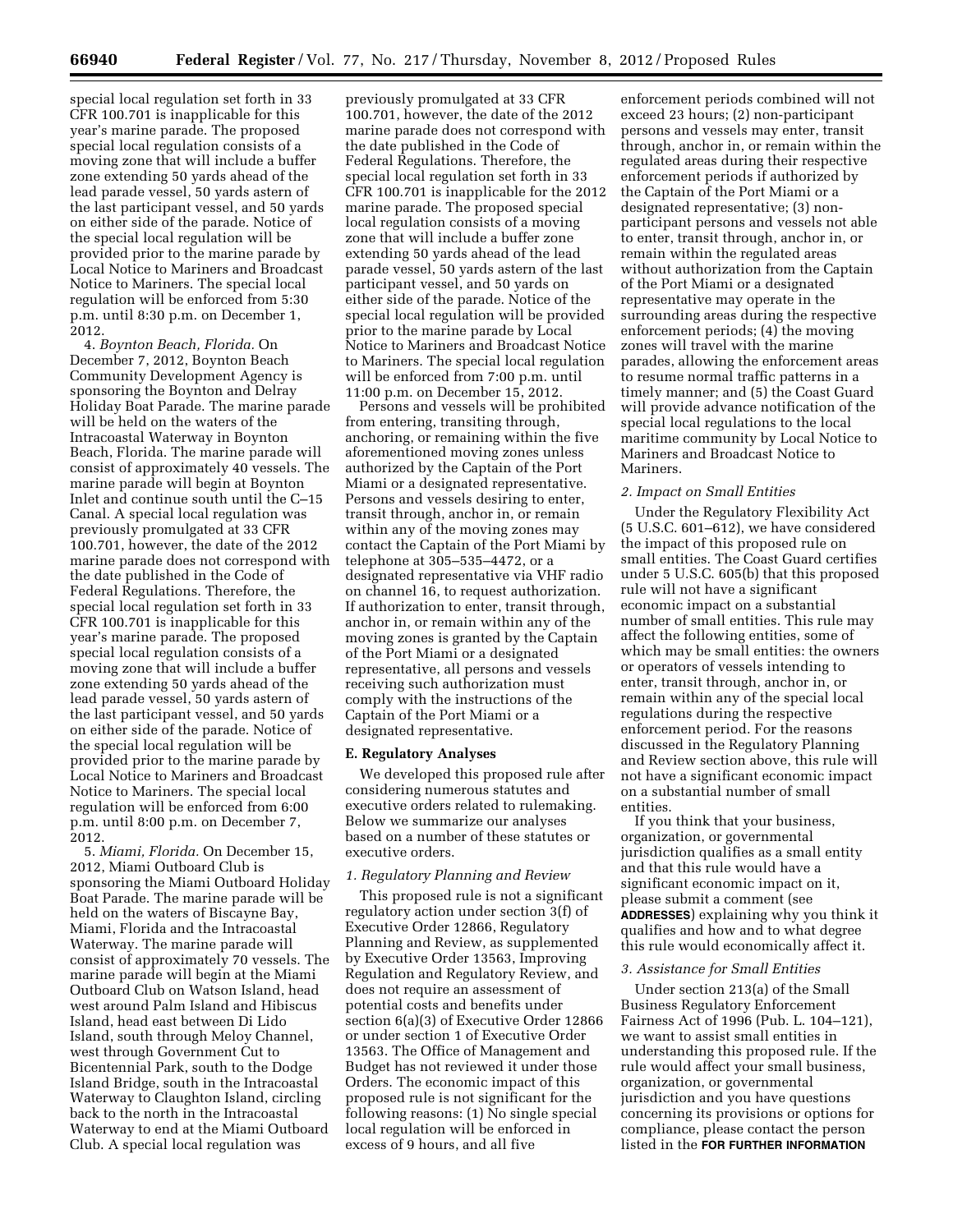special local regulation set forth in 33 CFR 100.701 is inapplicable for this year's marine parade. The proposed special local regulation consists of a moving zone that will include a buffer zone extending 50 yards ahead of the lead parade vessel, 50 yards astern of the last participant vessel, and 50 yards on either side of the parade. Notice of the special local regulation will be provided prior to the marine parade by Local Notice to Mariners and Broadcast Notice to Mariners. The special local regulation will be enforced from 5:30 p.m. until 8:30 p.m. on December 1, 2012.

4. *Boynton Beach, Florida.* On December 7, 2012, Boynton Beach Community Development Agency is sponsoring the Boynton and Delray Holiday Boat Parade. The marine parade will be held on the waters of the Intracoastal Waterway in Boynton Beach, Florida. The marine parade will consist of approximately 40 vessels. The marine parade will begin at Boynton Inlet and continue south until the C–15 Canal. A special local regulation was previously promulgated at 33 CFR 100.701, however, the date of the 2012 marine parade does not correspond with the date published in the Code of Federal Regulations. Therefore, the special local regulation set forth in 33 CFR 100.701 is inapplicable for this year's marine parade. The proposed special local regulation consists of a moving zone that will include a buffer zone extending 50 yards ahead of the lead parade vessel, 50 yards astern of the last participant vessel, and 50 yards on either side of the parade. Notice of the special local regulation will be provided prior to the marine parade by Local Notice to Mariners and Broadcast Notice to Mariners. The special local regulation will be enforced from 6:00 p.m. until 8:00 p.m. on December 7, 2012.

5. *Miami, Florida.* On December 15, 2012, Miami Outboard Club is sponsoring the Miami Outboard Holiday Boat Parade. The marine parade will be held on the waters of Biscayne Bay, Miami, Florida and the Intracoastal Waterway. The marine parade will consist of approximately 70 vessels. The marine parade will begin at the Miami Outboard Club on Watson Island, head west around Palm Island and Hibiscus Island, head east between Di Lido Island, south through Meloy Channel, west through Government Cut to Bicentennial Park, south to the Dodge Island Bridge, south in the Intracoastal Waterway to Claughton Island, circling back to the north in the Intracoastal Waterway to end at the Miami Outboard Club. A special local regulation was previously promulgated at 33 CFR 100.701, however, the date of the 2012 marine parade does not correspond with the date published in the Code of Federal Regulations. Therefore, the special local regulation set forth in 33 CFR 100.701 is inapplicable for the 2012 marine parade. The proposed special local regulation consists of a moving zone that will include a buffer zone extending 50 yards ahead of the lead parade vessel, 50 yards astern of the last participant vessel, and 50 yards on either side of the parade. Notice of the special local regulation will be provided prior to the marine parade by Local Notice to Mariners and Broadcast Notice to Mariners. The special local regulation will be enforced from 7:00 p.m. until 11:00 p.m. on December 15, 2012.

Persons and vessels will be prohibited from entering, transiting through, anchoring, or remaining within the five aforementioned moving zones unless authorized by the Captain of the Port Miami or a designated representative. Persons and vessels desiring to enter, transit through, anchor in, or remain within any of the moving zones may contact the Captain of the Port Miami by telephone at 305–535–4472, or a designated representative via VHF radio on channel 16, to request authorization. If authorization to enter, transit through, anchor in, or remain within any of the moving zones is granted by the Captain of the Port Miami or a designated representative, all persons and vessels receiving such authorization must comply with the instructions of the Captain of the Port Miami or a designated representative.

## E. Regulatory Analyses

We developed this proposed rule after considering numerous statutes and executive orders related to rulemaking. Below we summarize our analyses based on a number of these statutes or executive orders.

### *1. Regulatory Planning and Review*

This proposed rule is not a significant regulatory action under section 3(f) of Executive Order 12866, Regulatory Planning and Review, as supplemented by Executive Order 13563, Improving Regulation and Regulatory Review, and does not require an assessment of potential costs and benefits under section 6(a)(3) of Executive Order 12866 or under section 1 of Executive Order 13563. The Office of Management and Budget has not reviewed it under those Orders. The economic impact of this proposed rule is not significant for the following reasons: (1) No single special local regulation will be enforced in excess of 9 hours, and all five enforcement periods combined will not exceed 23 hours; (2) non-participant persons and vessels may enter, transit through, anchor in, or remain within the regulated areas during their respective enforcement periods if authorized by the Captain of the Port Miami or a designated representative; (3) non-participant persons and vessels not able to enter, transit through, anchor in, or remain within the regulated areas without authorization from the Captain of the Port Miami or a designated representative may operate in the surrounding areas during the respective enforcement periods; (4) the moving zones will travel with the marine parades, allowing the enforcement areas to resume normal traffic patterns in a timely manner; and (5) the Coast Guard will provide advance notification of the special local regulations to the local maritime community by Local Notice to Mariners and Broadcast Notice to Mariners.

### *2. Impact on Small Entities*

Under the Regulatory Flexibility Act (5 U.S.C. 601–612), we have considered the impact of this proposed rule on small entities. The Coast Guard certifies under 5 U.S.C. 605(b) that this proposed rule will not have a significant economic impact on a substantial number of small entities. This rule may affect the following entities, some of which may be small entities: the owners or operators of vessels intending to enter, transit through, anchor in, or remain within any of the special local regulations during the respective enforcement period. For the reasons discussed in the Regulatory Planning and Review section above, this rule will not have a significant economic impact on a substantial number of small entities.

If you think that your business, organization, or governmental jurisdiction qualifies as a small entity and that this rule would have a significant economic impact on it, please submit a comment (see **ADDRESSES**) explaining why you think it qualifies and how and to what degree this rule would economically affect it.

### *3. Assistance for Small Entities*

Under section 213(a) of the Small Business Regulatory Enforcement Fairness Act of 1996 (Pub. L. 104–121), we want to assist small entities in understanding this proposed rule. If the rule would affect your small business, organization, or governmental jurisdiction and you have questions concerning its provisions or options for compliance, please contact the person listed in the **FOR FURTHER INFORMATION**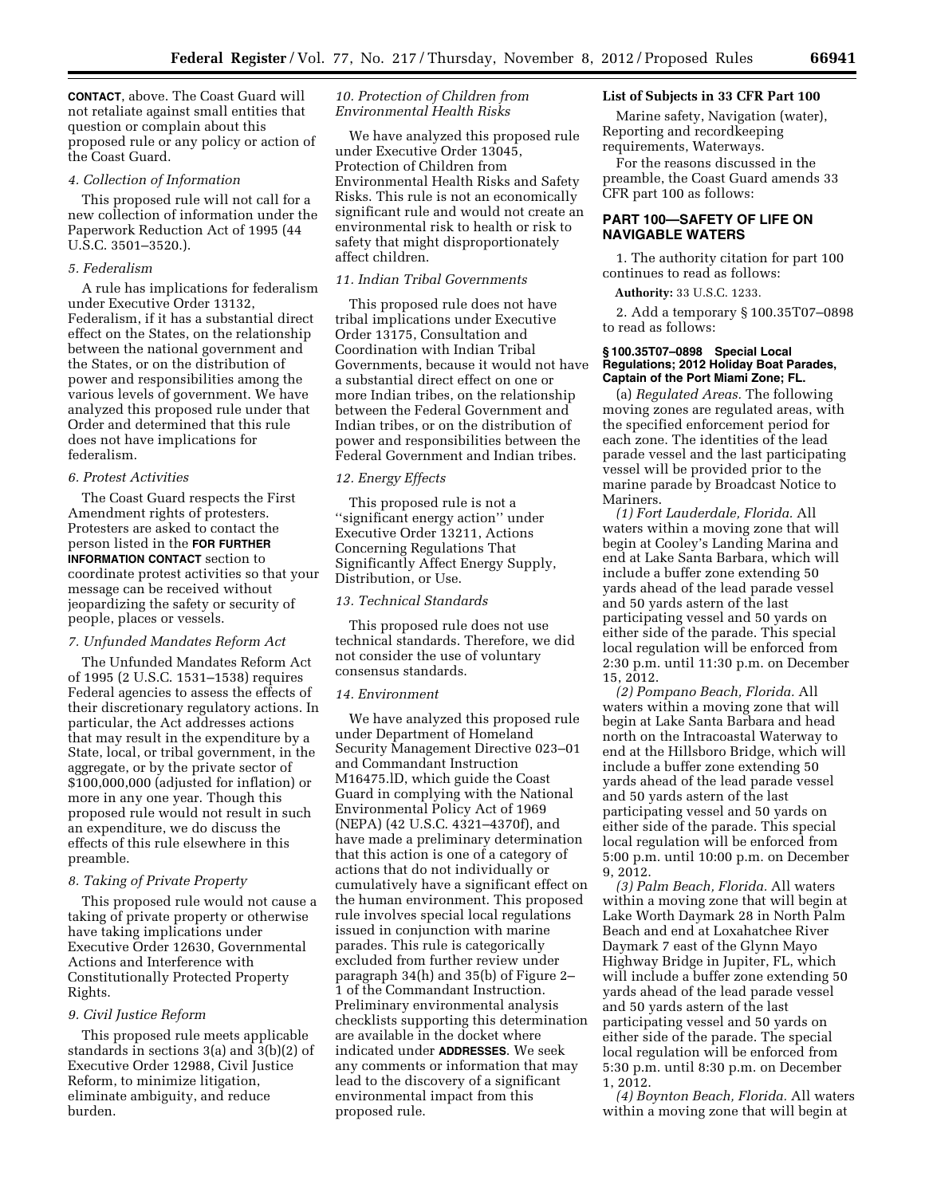**CONTACT**, above. The Coast Guard will not retaliate against small entities that question or complain about this proposed rule or any policy or action of the Coast Guard.

*4. Collection of Information*

This proposed rule will not call for a new collection of information under the Paperwork Reduction Act of 1995 (44 U.S.C. 3501–3520.).

*5. Federalism*

A rule has implications for federalism under Executive Order 13132, Federalism, if it has a substantial direct effect on the States, on the relationship between the national government and the States, or on the distribution of power and responsibilities among the various levels of government. We have analyzed this proposed rule under that Order and determined that this rule does not have implications for federalism.

*6. Protest Activities*

The Coast Guard respects the First Amendment rights of protesters. Protesters are asked to contact the person listed in the **FOR FURTHER INFORMATION CONTACT** section to coordinate protest activities so that your message can be received without jeopardizing the safety or security of people, places or vessels.

*7. Unfunded Mandates Reform Act*

The Unfunded Mandates Reform Act of 1995 (2 U.S.C. 1531–1538) requires Federal agencies to assess the effects of their discretionary regulatory actions. In particular, the Act addresses actions that may result in the expenditure by a State, local, or tribal government, in the aggregate, or by the private sector of $100,000,000 (adjusted for inflation) or more in any one year. Though this proposed rule would not result in such an expenditure, we do discuss the effects of this rule elsewhere in this preamble.

*8. Taking of Private Property*

This proposed rule would not cause a taking of private property or otherwise have taking implications under Executive Order 12630, Governmental Actions and Interference with Constitutionally Protected Property Rights.

*9. Civil Justice Reform*

This proposed rule meets applicable standards in sections 3(a) and 3(b)(2) of Executive Order 12988, Civil Justice Reform, to minimize litigation, eliminate ambiguity, and reduce burden.

*10. Protection of Children from Environmental Health Risks*

We have analyzed this proposed rule under Executive Order 13045, Protection of Children from Environmental Health Risks and Safety Risks. This rule is not an economically significant rule and would not create an environmental risk to health or risk to safety that might disproportionately affect children.

*11. Indian Tribal Governments*

This proposed rule does not have tribal implications under Executive Order 13175, Consultation and Coordination with Indian Tribal Governments, because it would not have a substantial direct effect on one or more Indian tribes, on the relationship between the Federal Government and Indian tribes, or on the distribution of power and responsibilities between the Federal Government and Indian tribes.

*12. Energy Effects*

This proposed rule is not a ''significant energy action'' under Executive Order 13211, Actions Concerning Regulations That Significantly Affect Energy Supply, Distribution, or Use.

*13. Technical Standards*

This proposed rule does not use technical standards. Therefore, we did not consider the use of voluntary consensus standards.

*14. Environment*

We have analyzed this proposed rule under Department of Homeland Security Management Directive 023–01 and Commandant Instruction M16475.lD, which guide the Coast Guard in complying with the National Environmental Policy Act of 1969 (NEPA) (42 U.S.C. 4321–4370f), and have made a preliminary determination that this action is one of a category of actions that do not individually or cumulatively have a significant effect on the human environment. This proposed rule involves special local regulations issued in conjunction with marine parades. This rule is categorically excluded from further review under paragraph 34(h) and 35(b) of Figure 2–1 of the Commandant Instruction. Preliminary environmental analysis checklists supporting this determination are available in the docket where indicated under **ADDRESSES**. We seek any comments or information that may lead to the discovery of a significant environmental impact from this proposed rule.

**List of Subjects in 33 CFR Part 100**

Marine safety, Navigation (water), Reporting and recordkeeping requirements, Waterways.

For the reasons discussed in the preamble, the Coast Guard amends 33 CFR part 100 as follows:

## PART 100—SAFETY OF LIFE ON NAVIGABLE WATERS

1. The authority citation for part 100 continues to read as follows:

**Authority:** 33 U.S.C. 1233.

2. Add a temporary § 100.35T07–0898 to read as follows:

**§ 100.35T07–0898 Special Local Regulations; 2012 Holiday Boat Parades, Captain of the Port Miami Zone; FL.**

(a) *Regulated Areas.* The following moving zones are regulated areas, with the specified enforcement period for each zone. The identities of the lead parade vessel and the last participating vessel will be provided prior to the marine parade by Broadcast Notice to Mariners.

*(1) Fort Lauderdale, Florida.* All waters within a moving zone that will begin at Cooley's Landing Marina and end at Lake Santa Barbara, which will include a buffer zone extending 50 yards ahead of the lead parade vessel and 50 yards astern of the last participating vessel and 50 yards on either side of the parade. This special local regulation will be enforced from 2:30 p.m. until 11:30 p.m. on December 15, 2012.

*(2) Pompano Beach, Florida.* All waters within a moving zone that will begin at Lake Santa Barbara and head north on the Intracoastal Waterway to end at the Hillsboro Bridge, which will include a buffer zone extending 50 yards ahead of the lead parade vessel and 50 yards astern of the last participating vessel and 50 yards on either side of the parade. This special local regulation will be enforced from 5:00 p.m. until 10:00 p.m. on December 9, 2012.

*(3) Palm Beach, Florida.* All waters within a moving zone that will begin at Lake Worth Daymark 28 in North Palm Beach and end at Loxahatchee River Daymark 7 east of the Glynn Mayo Highway Bridge in Jupiter, FL, which will include a buffer zone extending 50 yards ahead of the lead parade vessel and 50 yards astern of the last participating vessel and 50 yards on either side of the parade. The special local regulation will be enforced from 5:30 p.m. until 8:30 p.m. on December 1, 2012.

*(4) Boynton Beach, Florida.* All waters within a moving zone that will begin at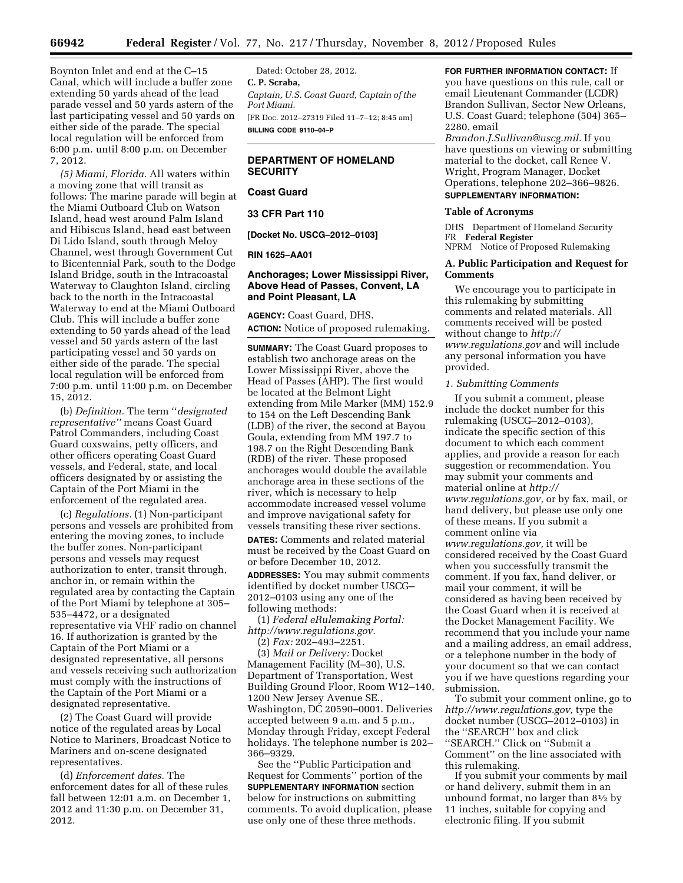Boynton Inlet and end at the C–15 Canal, which will include a buffer zone extending 50 yards ahead of the lead parade vessel and 50 yards astern of the last participating vessel and 50 yards on either side of the parade. The special local regulation will be enforced from 6:00 p.m. until 8:00 p.m. on December 7, 2012.

*(5) Miami, Florida.* All waters within a moving zone that will transit as follows: The marine parade will begin at the Miami Outboard Club on Watson Island, head west around Palm Island and Hibiscus Island, head east between Di Lido Island, south through Meloy Channel, west through Government Cut to Bicentennial Park, south to the Dodge Island Bridge, south in the Intracoastal Waterway to Claughton Island, circling back to the north in the Intracoastal Waterway to end at the Miami Outboard Club. This will include a buffer zone extending to 50 yards ahead of the lead vessel and 50 yards astern of the last participating vessel and 50 yards on either side of the parade. The special local regulation will be enforced from 7:00 p.m. until 11:00 p.m. on December 15, 2012.

(b) *Definition.* The term ''*designated representative''* means Coast Guard Patrol Commanders, including Coast Guard coxswains, petty officers, and other officers operating Coast Guard vessels, and Federal, state, and local officers designated by or assisting the Captain of the Port Miami in the enforcement of the regulated area.

(c) *Regulations.* (1) Non-participant persons and vessels are prohibited from entering the moving zones, to include the buffer zones. Non-participant persons and vessels may request authorization to enter, transit through, anchor in, or remain within the regulated area by contacting the Captain of the Port Miami by telephone at 305–535–4472, or a designated representative via VHF radio on channel 16. If authorization is granted by the Captain of the Port Miami or a designated representative, all persons and vessels receiving such authorization must comply with the instructions of the Captain of the Port Miami or a designated representative.

(2) The Coast Guard will provide notice of the regulated areas by Local Notice to Mariners, Broadcast Notice to Mariners and on-scene designated representatives.

(d) *Enforcement dates.* The enforcement dates for all of these rules fall between 12:01 a.m. on December 1, 2012 and 11:30 p.m. on December 31, 2012.

Dated: October 28, 2012.

**C. P. Scraba,**

*Captain, U.S. Coast Guard, Captain of the Port Miami.*

[FR Doc. 2012–27319 Filed 11–7–12; 8:45 am]

**BILLING CODE 9110–04–P**

## DEPARTMENT OF HOMELAND SECURITY

### Coast Guard

### 33 CFR Part 110

**[Docket No. USCG–2012–0103]**

**RIN 1625–AA01**

### Anchorages; Lower Mississippi River, Above Head of Passes, Convent, LA and Point Pleasant, LA

**AGENCY:** Coast Guard, DHS.

**ACTION:** Notice of proposed rulemaking.

**SUMMARY:** The Coast Guard proposes to establish two anchorage areas on the Lower Mississippi River, above the Head of Passes (AHP). The first would be located at the Belmont Light extending from Mile Marker (MM) 152.9 to 154 on the Left Descending Bank (LDB) of the river, the second at Bayou Goula, extending from MM 197.7 to 198.7 on the Right Descending Bank (RDB) of the river. These proposed anchorages would double the available anchorage area in these sections of the river, which is necessary to help accommodate increased vessel volume and improve navigational safety for vessels transiting these river sections.

**DATES:** Comments and related material must be received by the Coast Guard on or before December 10, 2012.

**ADDRESSES:** You may submit comments identified by docket number USCG–2012–0103 using any one of the following methods:

(1) *Federal eRulemaking Portal: http://www.regulations.gov.*

(2) *Fax:* 202–493–2251.

(3) *Mail or Delivery:* Docket Management Facility (M–30), U.S. Department of Transportation, West Building Ground Floor, Room W12–140, 1200 New Jersey Avenue SE., Washington, DC 20590–0001. Deliveries accepted between 9 a.m. and 5 p.m., Monday through Friday, except Federal holidays. The telephone number is 202–366–9329.

See the ''Public Participation and Request for Comments'' portion of the **SUPPLEMENTARY INFORMATION** section below for instructions on submitting comments. To avoid duplication, please use only one of these three methods.

**FOR FURTHER INFORMATION CONTACT:** If you have questions on this rule, call or email Lieutenant Commander (LCDR) Brandon Sullivan, Sector New Orleans, U.S. Coast Guard; telephone (504) 365–2280, email *Brandon.J.Sullivan@uscg.mil.* If you have questions on viewing or submitting material to the docket, call Renee V. Wright, Program Manager, Docket Operations, telephone 202–366–9826.

**SUPPLEMENTARY INFORMATION:**

#### Table of Acronyms

DHS Department of Homeland Security
FR **Federal Register**
NPRM Notice of Proposed Rulemaking

#### A. Public Participation and Request for Comments

We encourage you to participate in this rulemaking by submitting comments and related materials. All comments received will be posted without change to *http://www.regulations.gov* and will include any personal information you have provided.

*1. Submitting Comments*

If you submit a comment, please include the docket number for this rulemaking (USCG–2012–0103), indicate the specific section of this document to which each comment applies, and provide a reason for each suggestion or recommendation. You may submit your comments and material online at *http://www.regulations.gov,* or by fax, mail, or hand delivery, but please use only one of these means. If you submit a comment online via *www.regulations.gov,* it will be considered received by the Coast Guard when you successfully transmit the comment. If you fax, hand deliver, or mail your comment, it will be considered as having been received by the Coast Guard when it is received at the Docket Management Facility. We recommend that you include your name and a mailing address, an email address, or a telephone number in the body of your document so that we can contact you if we have questions regarding your submission.

To submit your comment online, go to *http://www.regulations.gov,* type the docket number (USCG–2012–0103) in the ''SEARCH'' box and click ''SEARCH.'' Click on ''Submit a Comment'' on the line associated with this rulemaking.

If you submit your comments by mail or hand delivery, submit them in an unbound format, no larger than 8½ by 11 inches, suitable for copying and electronic filing. If you submit